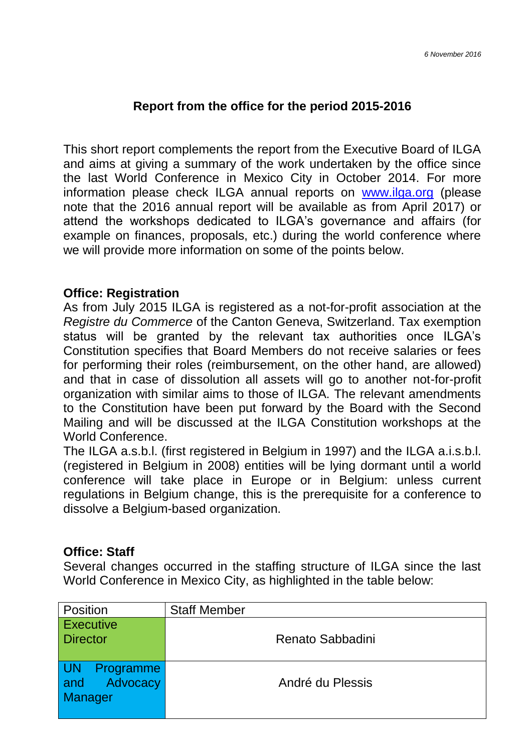*6 November 2016*

## Report from the office for the period 2015-2016

This short report complements the report from the Executive Board of ILGA and aims at giving a summary of the work undertaken by the office since the last World Conference in Mexico City in October 2014. For more information please check ILGA annual reports on [www.ilga.org](http://www.ilga.org) (please note that the 2016 annual report will be available as from April 2017) or attend the workshops dedicated to ILGA's governance and affairs (for example on finances, proposals, etc.) during the world conference where we will provide more information on some of the points below.

### Office: Registration

As from July 2015 ILGA is registered as a not-for-profit association at the *Registre du Commerce* of the Canton Geneva, Switzerland. Tax exemption status will be granted by the relevant tax authorities once ILGA's Constitution specifies that Board Members do not receive salaries or fees for performing their roles (reimbursement, on the other hand, are allowed) and that in case of dissolution all assets will go to another not-for-profit organization with similar aims to those of ILGA. The relevant amendments to the Constitution have been put forward by the Board with the Second Mailing and will be discussed at the ILGA Constitution workshops at the World Conference.

The ILGA a.s.b.l. (first registered in Belgium in 1997) and the ILGA a.i.s.b.l. (registered in Belgium in 2008) entities will be lying dormant until a world conference will take place in Europe or in Belgium: unless current regulations in Belgium change, this is the prerequisite for a conference to dissolve a Belgium-based organization.

### Office: Staff

Several changes occurred in the staffing structure of ILGA since the last World Conference in Mexico City, as highlighted in the table below:

| Position | Staff Member |
|---|---|
| Executive Director | Renato Sabbadini |
| UN Programme and Advocacy Manager | André du Plessis |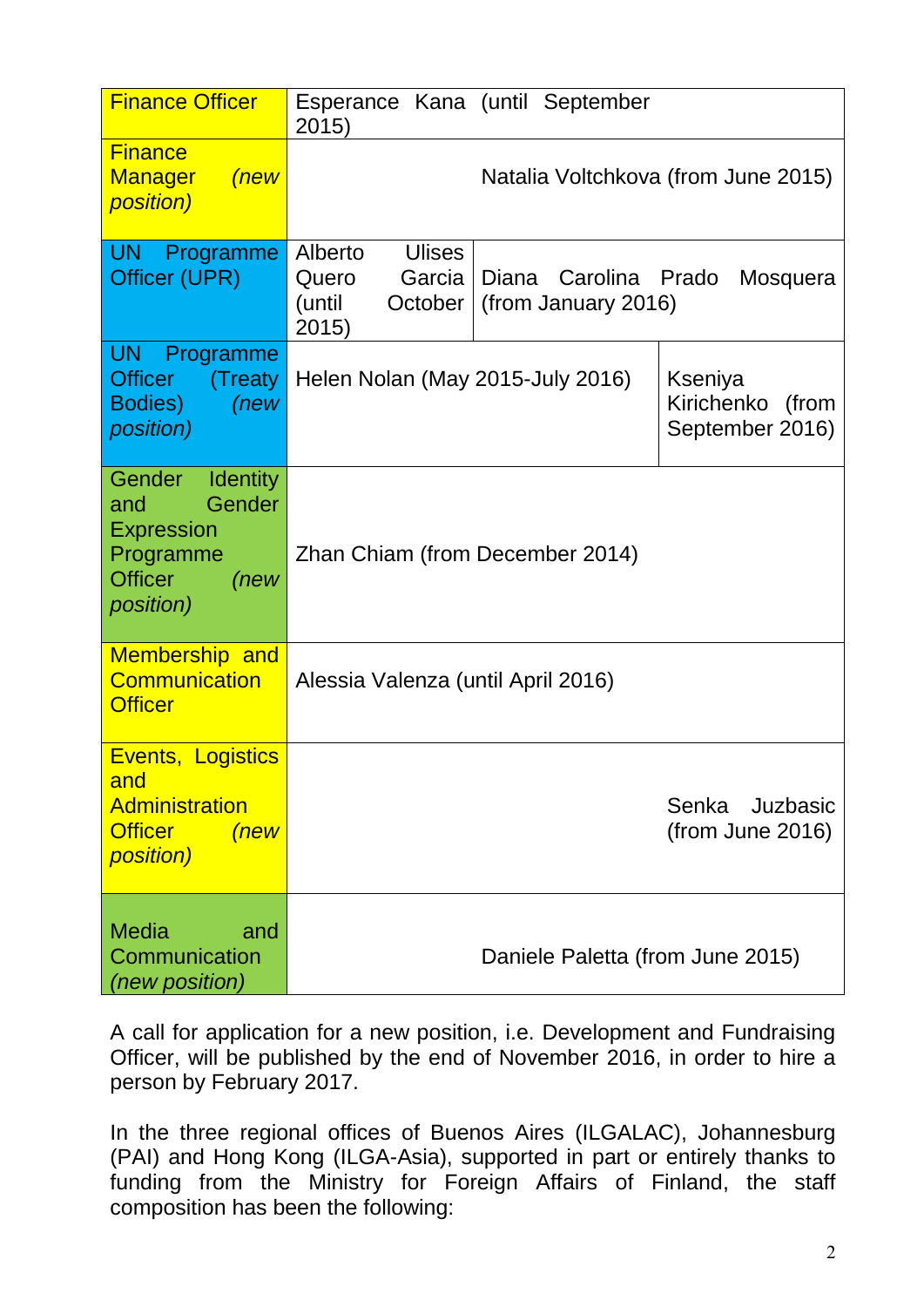| Position | | |
|---|---|---|
| Finance Officer | Esperance Kana (until September 2015) | |
| Finance Manager *(new position)* | Natalia Voltchkova (from June 2015) | |
| UN Programme Officer (UPR) | Alberto Ulises Quero Garcia (until October 2015) | Diana Carolina Prado Mosquera (from January 2016) |
| UN Programme Officer (Treaty Bodies) *(new position)* | Helen Nolan (May 2015-July 2016) | Kseniya Kirichenko (from September 2016) |
| Gender Identity and Gender Expression Programme Officer *(new position)* | Zhan Chiam (from December 2014) | |
| Membership and Communication Officer | Alessia Valenza (until April 2016) | |
| Events, Logistics and Administration Officer *(new position)* | | Senka Juzbasic (from June 2016) |
| Media and Communication *(new position)* | Daniele Paletta (from June 2015) | |

A call for application for a new position, i.e. Development and Fundraising Officer, will be published by the end of November 2016, in order to hire a person by February 2017.

In the three regional offices of Buenos Aires (ILGALAC), Johannesburg (PAI) and Hong Kong (ILGA-Asia), supported in part or entirely thanks to funding from the Ministry for Foreign Affairs of Finland, the staff composition has been the following: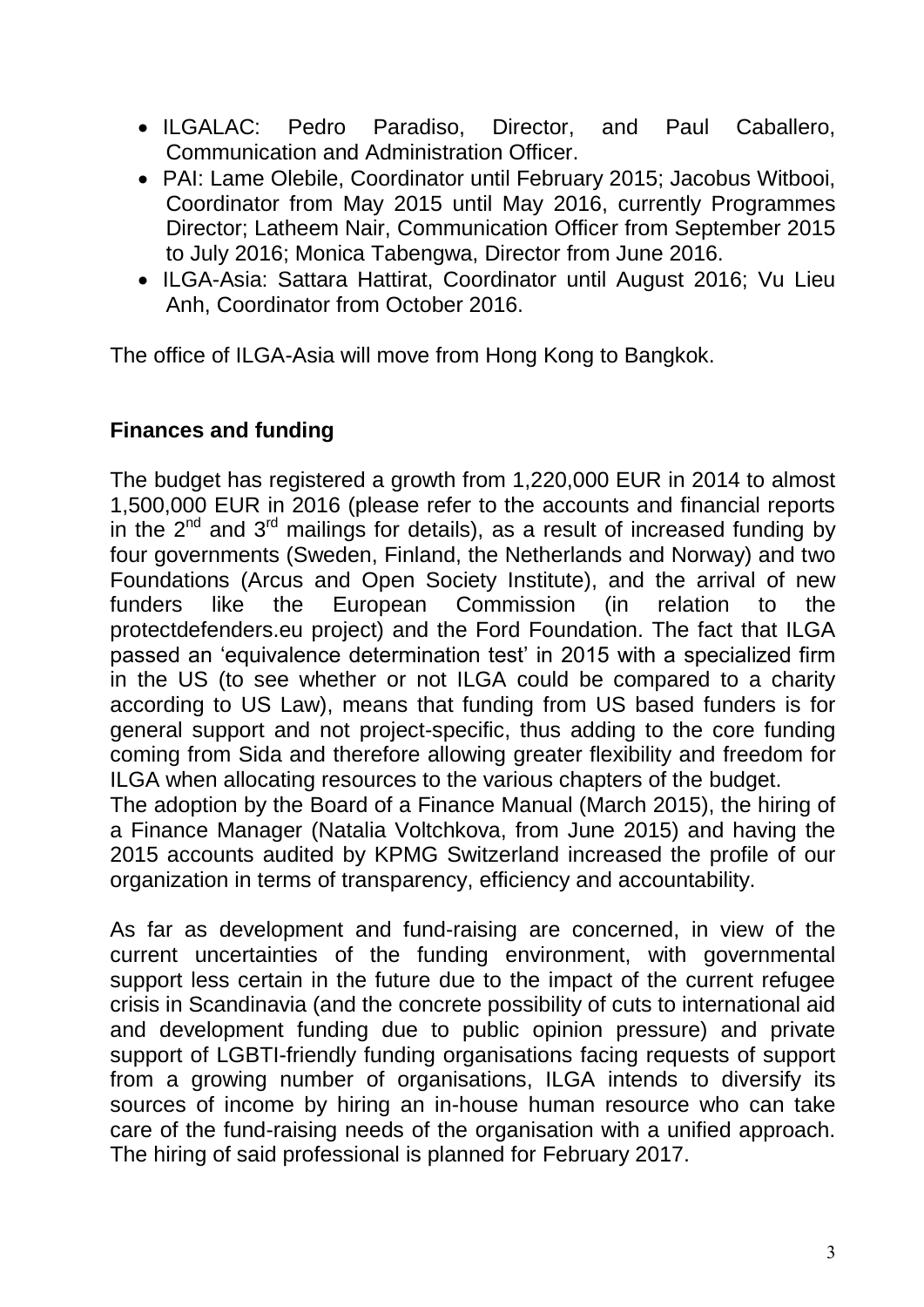- ILGALAC: Pedro Paradiso, Director, and Paul Caballero, Communication and Administration Officer.
- PAI: Lame Olebile, Coordinator until February 2015; Jacobus Witbooi, Coordinator from May 2015 until May 2016, currently Programmes Director; Latheem Nair, Communication Officer from September 2015 to July 2016; Monica Tabengwa, Director from June 2016.
- ILGA-Asia: Sattara Hattirat, Coordinator until August 2016; Vu Lieu Anh, Coordinator from October 2016.

The office of ILGA-Asia will move from Hong Kong to Bangkok.

**Finances and funding**

The budget has registered a growth from 1,220,000 EUR in 2014 to almost 1,500,000 EUR in 2016 (please refer to the accounts and financial reports in the 2nd and 3rd mailings for details), as a result of increased funding by four governments (Sweden, Finland, the Netherlands and Norway) and two Foundations (Arcus and Open Society Institute), and the arrival of new funders like the European Commission (in relation to the protectdefenders.eu project) and the Ford Foundation. The fact that ILGA passed an 'equivalence determination test' in 2015 with a specialized firm in the US (to see whether or not ILGA could be compared to a charity according to US Law), means that funding from US based funders is for general support and not project-specific, thus adding to the core funding coming from Sida and therefore allowing greater flexibility and freedom for ILGA when allocating resources to the various chapters of the budget.
The adoption by the Board of a Finance Manual (March 2015), the hiring of a Finance Manager (Natalia Voltchkova, from June 2015) and having the 2015 accounts audited by KPMG Switzerland increased the profile of our organization in terms of transparency, efficiency and accountability.

As far as development and fund-raising are concerned, in view of the current uncertainties of the funding environment, with governmental support less certain in the future due to the impact of the current refugee crisis in Scandinavia (and the concrete possibility of cuts to international aid and development funding due to public opinion pressure) and private support of LGBTI-friendly funding organisations facing requests of support from a growing number of organisations, ILGA intends to diversify its sources of income by hiring an in-house human resource who can take care of the fund-raising needs of the organisation with a unified approach. The hiring of said professional is planned for February 2017.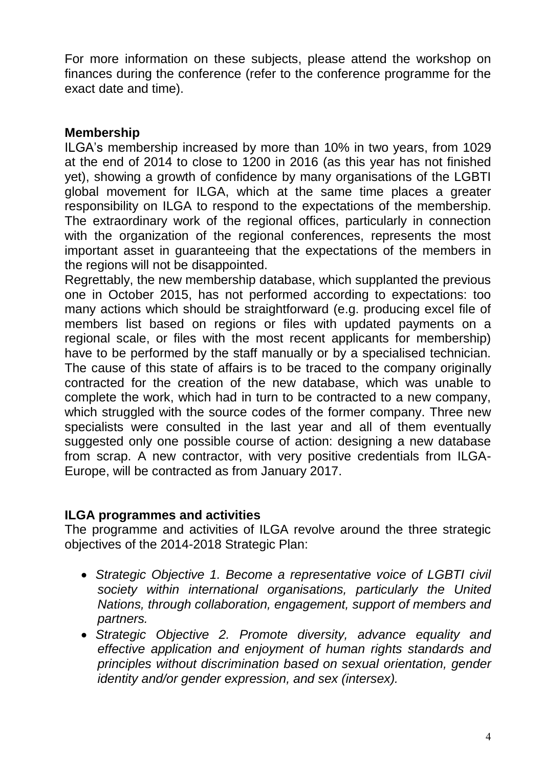For more information on these subjects, please attend the workshop on finances during the conference (refer to the conference programme for the exact date and time).

## Membership

ILGA's membership increased by more than 10% in two years, from 1029 at the end of 2014 to close to 1200 in 2016 (as this year has not finished yet), showing a growth of confidence by many organisations of the LGBTI global movement for ILGA, which at the same time places a greater responsibility on ILGA to respond to the expectations of the membership. The extraordinary work of the regional offices, particularly in connection with the organization of the regional conferences, represents the most important asset in guaranteeing that the expectations of the members in the regions will not be disappointed.

Regrettably, the new membership database, which supplanted the previous one in October 2015, has not performed according to expectations: too many actions which should be straightforward (e.g. producing excel file of members list based on regions or files with updated payments on a regional scale, or files with the most recent applicants for membership) have to be performed by the staff manually or by a specialised technician. The cause of this state of affairs is to be traced to the company originally contracted for the creation of the new database, which was unable to complete the work, which had in turn to be contracted to a new company, which struggled with the source codes of the former company. Three new specialists were consulted in the last year and all of them eventually suggested only one possible course of action: designing a new database from scrap. A new contractor, with very positive credentials from ILGA-Europe, will be contracted as from January 2017.

## ILGA programmes and activities

The programme and activities of ILGA revolve around the three strategic objectives of the 2014-2018 Strategic Plan:

- *Strategic Objective 1. Become a representative voice of LGBTI civil society within international organisations, particularly the United Nations, through collaboration, engagement, support of members and partners.*
- *Strategic Objective 2. Promote diversity, advance equality and effective application and enjoyment of human rights standards and principles without discrimination based on sexual orientation, gender identity and/or gender expression, and sex (intersex).*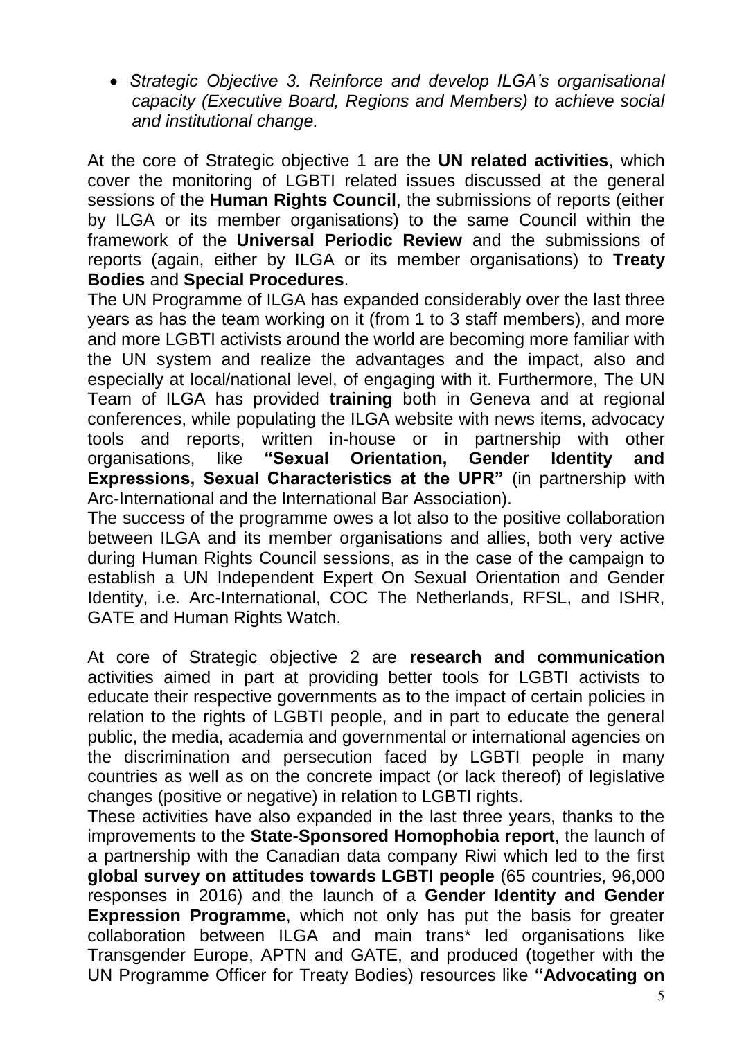- *Strategic Objective 3. Reinforce and develop ILGA's organisational capacity (Executive Board, Regions and Members) to achieve social and institutional change.*

At the core of Strategic objective 1 are the **UN related activities**, which cover the monitoring of LGBTI related issues discussed at the general sessions of the **Human Rights Council**, the submissions of reports (either by ILGA or its member organisations) to the same Council within the framework of the **Universal Periodic Review** and the submissions of reports (again, either by ILGA or its member organisations) to **Treaty Bodies** and **Special Procedures**.

The UN Programme of ILGA has expanded considerably over the last three years as has the team working on it (from 1 to 3 staff members), and more and more LGBTI activists around the world are becoming more familiar with the UN system and realize the advantages and the impact, also and especially at local/national level, of engaging with it. Furthermore, The UN Team of ILGA has provided **training** both in Geneva and at regional conferences, while populating the ILGA website with news items, advocacy tools and reports, written in-house or in partnership with other organisations, like **"Sexual Orientation, Gender Identity and Expressions, Sexual Characteristics at the UPR"** (in partnership with Arc-International and the International Bar Association).

The success of the programme owes a lot also to the positive collaboration between ILGA and its member organisations and allies, both very active during Human Rights Council sessions, as in the case of the campaign to establish a UN Independent Expert On Sexual Orientation and Gender Identity, i.e. Arc-International, COC The Netherlands, RFSL, and ISHR, GATE and Human Rights Watch.

At core of Strategic objective 2 are **research and communication** activities aimed in part at providing better tools for LGBTI activists to educate their respective governments as to the impact of certain policies in relation to the rights of LGBTI people, and in part to educate the general public, the media, academia and governmental or international agencies on the discrimination and persecution faced by LGBTI people in many countries as well as on the concrete impact (or lack thereof) of legislative changes (positive or negative) in relation to LGBTI rights.

These activities have also expanded in the last three years, thanks to the improvements to the **State-Sponsored Homophobia report**, the launch of a partnership with the Canadian data company Riwi which led to the first **global survey on attitudes towards LGBTI people** (65 countries, 96,000 responses in 2016) and the launch of a **Gender Identity and Gender Expression Programme**, which not only has put the basis for greater collaboration between ILGA and main trans* led organisations like Transgender Europe, APTN and GATE, and produced (together with the UN Programme Officer for Treaty Bodies) resources like **"Advocating on**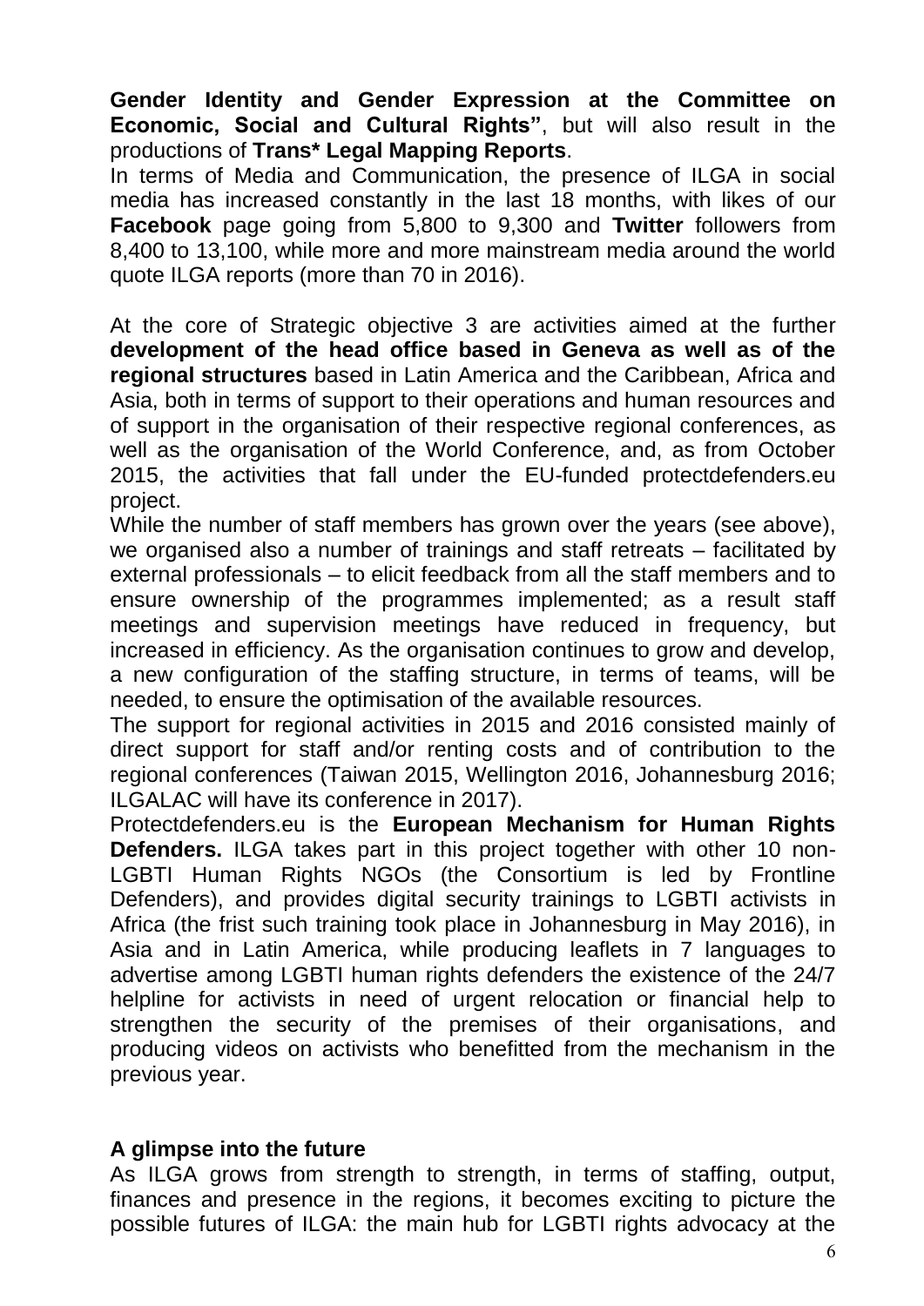**Gender Identity and Gender Expression at the Committee on Economic, Social and Cultural Rights"**, but will also result in the productions of **Trans* Legal Mapping Reports**.

In terms of Media and Communication, the presence of ILGA in social media has increased constantly in the last 18 months, with likes of our **Facebook** page going from 5,800 to 9,300 and **Twitter** followers from 8,400 to 13,100, while more and more mainstream media around the world quote ILGA reports (more than 70 in 2016).

At the core of Strategic objective 3 are activities aimed at the further **development of the head office based in Geneva as well as of the regional structures** based in Latin America and the Caribbean, Africa and Asia, both in terms of support to their operations and human resources and of support in the organisation of their respective regional conferences, as well as the organisation of the World Conference, and, as from October 2015, the activities that fall under the EU-funded protectdefenders.eu project.

While the number of staff members has grown over the years (see above), we organised also a number of trainings and staff retreats – facilitated by external professionals – to elicit feedback from all the staff members and to ensure ownership of the programmes implemented; as a result staff meetings and supervision meetings have reduced in frequency, but increased in efficiency. As the organisation continues to grow and develop, a new configuration of the staffing structure, in terms of teams, will be needed, to ensure the optimisation of the available resources.

The support for regional activities in 2015 and 2016 consisted mainly of direct support for staff and/or renting costs and of contribution to the regional conferences (Taiwan 2015, Wellington 2016, Johannesburg 2016; ILGALAC will have its conference in 2017).

Protectdefenders.eu is the **European Mechanism for Human Rights Defenders.** ILGA takes part in this project together with other 10 non-LGBTI Human Rights NGOs (the Consortium is led by Frontline Defenders), and provides digital security trainings to LGBTI activists in Africa (the frist such training took place in Johannesburg in May 2016), in Asia and in Latin America, while producing leaflets in 7 languages to advertise among LGBTI human rights defenders the existence of the 24/7 helpline for activists in need of urgent relocation or financial help to strengthen the security of the premises of their organisations, and producing videos on activists who benefitted from the mechanism in the previous year.

## A glimpse into the future

As ILGA grows from strength to strength, in terms of staffing, output, finances and presence in the regions, it becomes exciting to picture the possible futures of ILGA: the main hub for LGBTI rights advocacy at the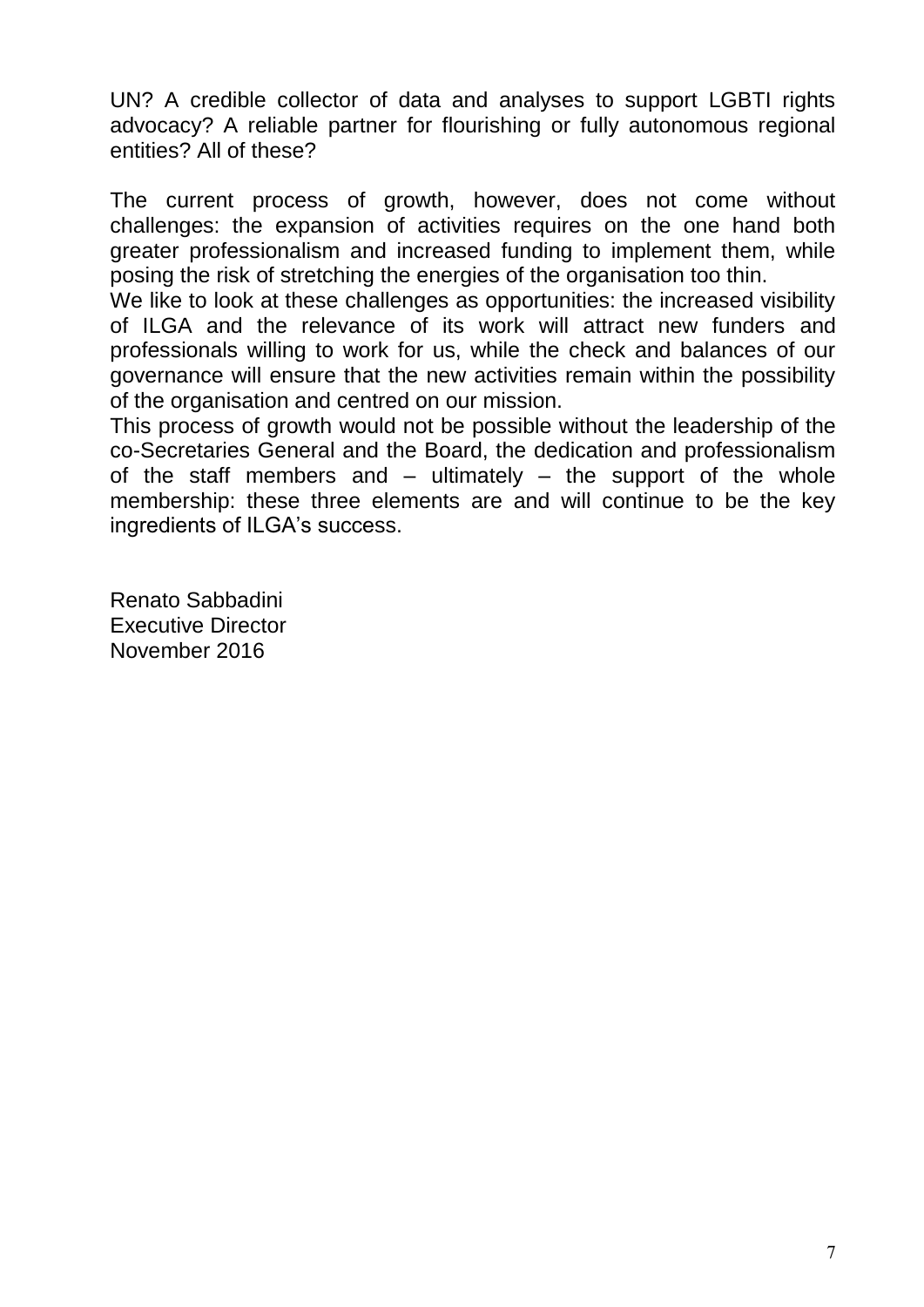UN? A credible collector of data and analyses to support LGBTI rights advocacy? A reliable partner for flourishing or fully autonomous regional entities? All of these?

The current process of growth, however, does not come without challenges: the expansion of activities requires on the one hand both greater professionalism and increased funding to implement them, while posing the risk of stretching the energies of the organisation too thin.

We like to look at these challenges as opportunities: the increased visibility of ILGA and the relevance of its work will attract new funders and professionals willing to work for us, while the check and balances of our governance will ensure that the new activities remain within the possibility of the organisation and centred on our mission.

This process of growth would not be possible without the leadership of the co-Secretaries General and the Board, the dedication and professionalism of the staff members and – ultimately – the support of the whole membership: these three elements are and will continue to be the key ingredients of ILGA's success.

Renato Sabbadini
Executive Director
November 2016